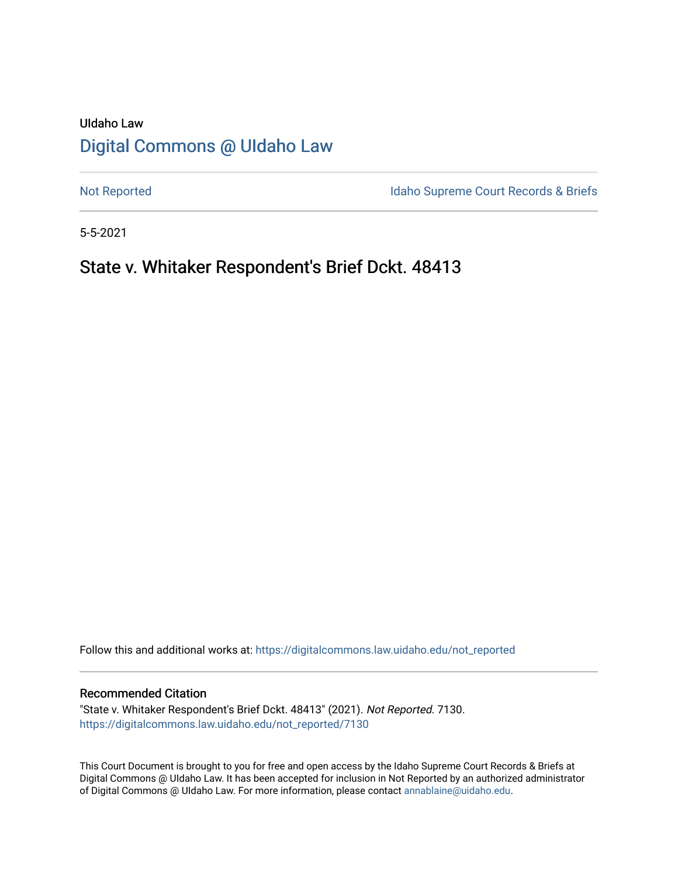UIdaho Law

# Digital Commons @ UIdaho Law

Not Reported | Idaho Supreme Court Records & Briefs

5-5-2021

## State v. Whitaker Respondent's Brief Dckt. 48413

Follow this and additional works at: https://digitalcommons.law.uidaho.edu/not_reported

### Recommended Citation

"State v. Whitaker Respondent's Brief Dckt. 48413" (2021). *Not Reported*. 7130.
https://digitalcommons.law.uidaho.edu/not_reported/7130

This Court Document is brought to you for free and open access by the Idaho Supreme Court Records & Briefs at Digital Commons @ UIdaho Law. It has been accepted for inclusion in Not Reported by an authorized administrator of Digital Commons @ UIdaho Law. For more information, please contact annablaine@uidaho.edu.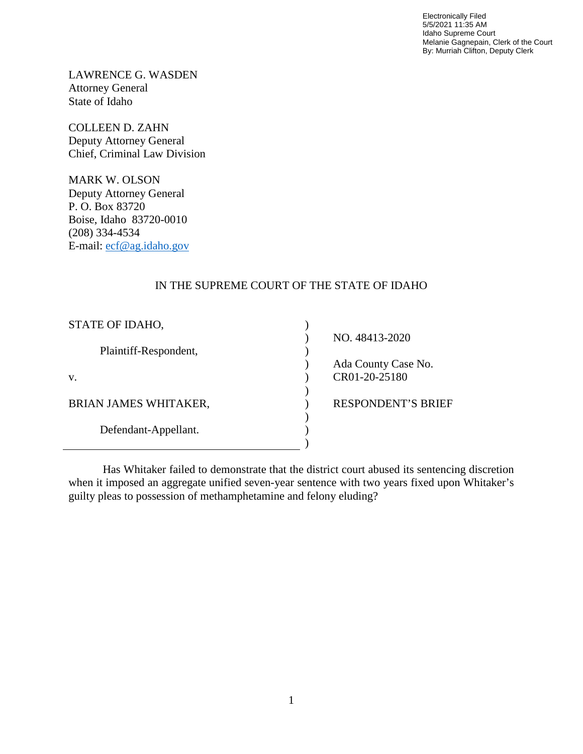Electronically Filed
5/5/2021 11:35 AM
Idaho Supreme Court
Melanie Gagnepain, Clerk of the Court
By: Murriah Clifton, Deputy Clerk

LAWRENCE G. WASDEN
Attorney General
State of Idaho

COLLEEN D. ZAHN
Deputy Attorney General
Chief, Criminal Law Division

MARK W. OLSON
Deputy Attorney General
P. O. Box 83720
Boise, Idaho 83720-0010
(208) 334-4534
E-mail: ecf@ag.idaho.gov

IN THE SUPREME COURT OF THE STATE OF IDAHO

| | |
|---|---|
| STATE OF IDAHO, | NO. 48413-2020 |
| Plaintiff-Respondent, | Ada County Case No. CR01-20-25180 |
| v. | |
| BRIAN JAMES WHITAKER, | RESPONDENT'S BRIEF |
| Defendant-Appellant. | |

Has Whitaker failed to demonstrate that the district court abused its sentencing discretion when it imposed an aggregate unified seven-year sentence with two years fixed upon Whitaker's guilty pleas to possession of methamphetamine and felony eluding?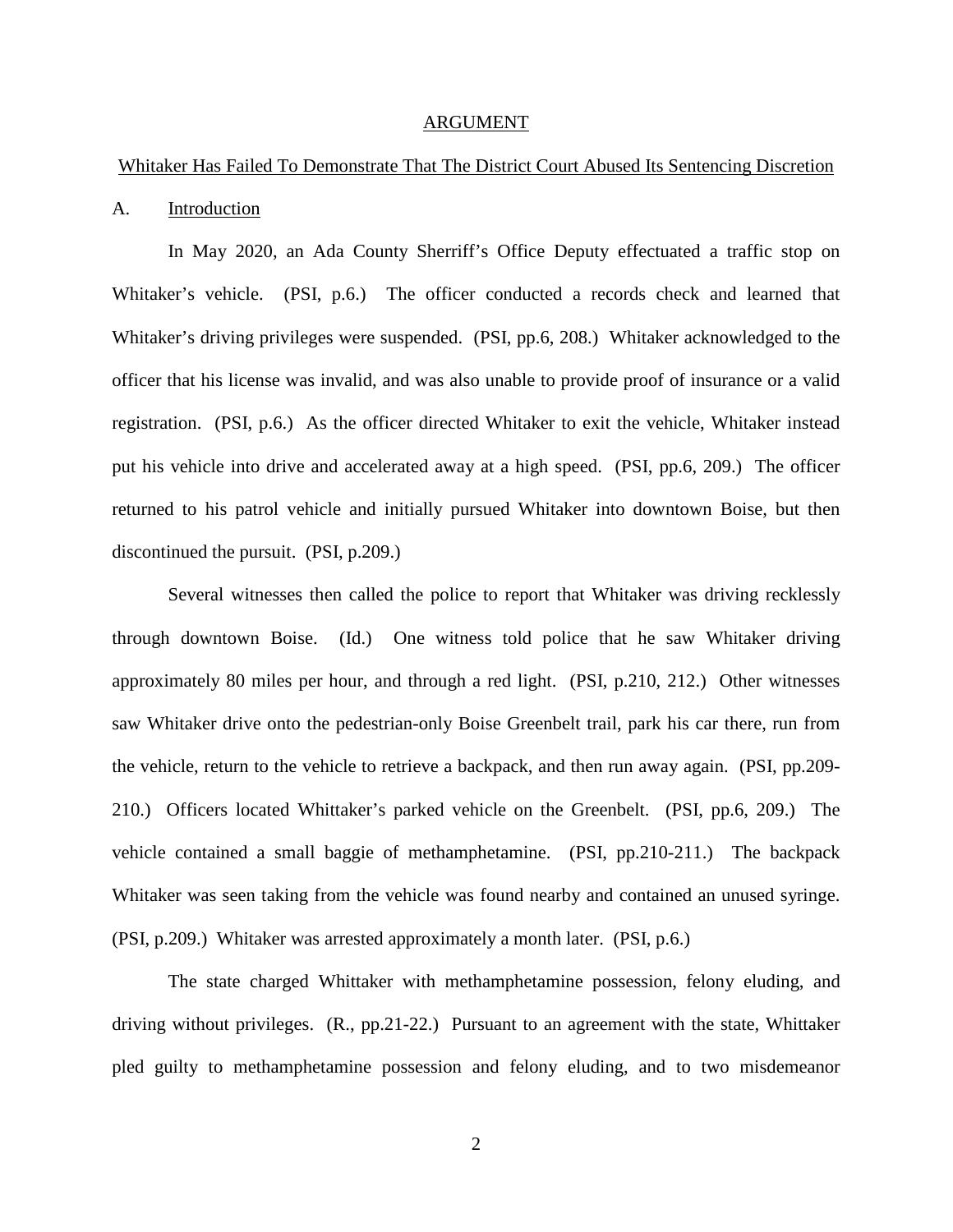## ARGUMENT

## Whitaker Has Failed To Demonstrate That The District Court Abused Its Sentencing Discretion

### A. Introduction

In May 2020, an Ada County Sherriff's Office Deputy effectuated a traffic stop on Whitaker's vehicle. (PSI, p.6.) The officer conducted a records check and learned that Whitaker's driving privileges were suspended. (PSI, pp.6, 208.) Whitaker acknowledged to the officer that his license was invalid, and was also unable to provide proof of insurance or a valid registration. (PSI, p.6.) As the officer directed Whitaker to exit the vehicle, Whitaker instead put his vehicle into drive and accelerated away at a high speed. (PSI, pp.6, 209.) The officer returned to his patrol vehicle and initially pursued Whitaker into downtown Boise, but then discontinued the pursuit. (PSI, p.209.)

Several witnesses then called the police to report that Whitaker was driving recklessly through downtown Boise. (Id.) One witness told police that he saw Whitaker driving approximately 80 miles per hour, and through a red light. (PSI, p.210, 212.) Other witnesses saw Whitaker drive onto the pedestrian-only Boise Greenbelt trail, park his car there, run from the vehicle, return to the vehicle to retrieve a backpack, and then run away again. (PSI, pp.209-210.) Officers located Whittaker's parked vehicle on the Greenbelt. (PSI, pp.6, 209.) The vehicle contained a small baggie of methamphetamine. (PSI, pp.210-211.) The backpack Whitaker was seen taking from the vehicle was found nearby and contained an unused syringe. (PSI, p.209.) Whitaker was arrested approximately a month later. (PSI, p.6.)

The state charged Whittaker with methamphetamine possession, felony eluding, and driving without privileges. (R., pp.21-22.) Pursuant to an agreement with the state, Whittaker pled guilty to methamphetamine possession and felony eluding, and to two misdemeanor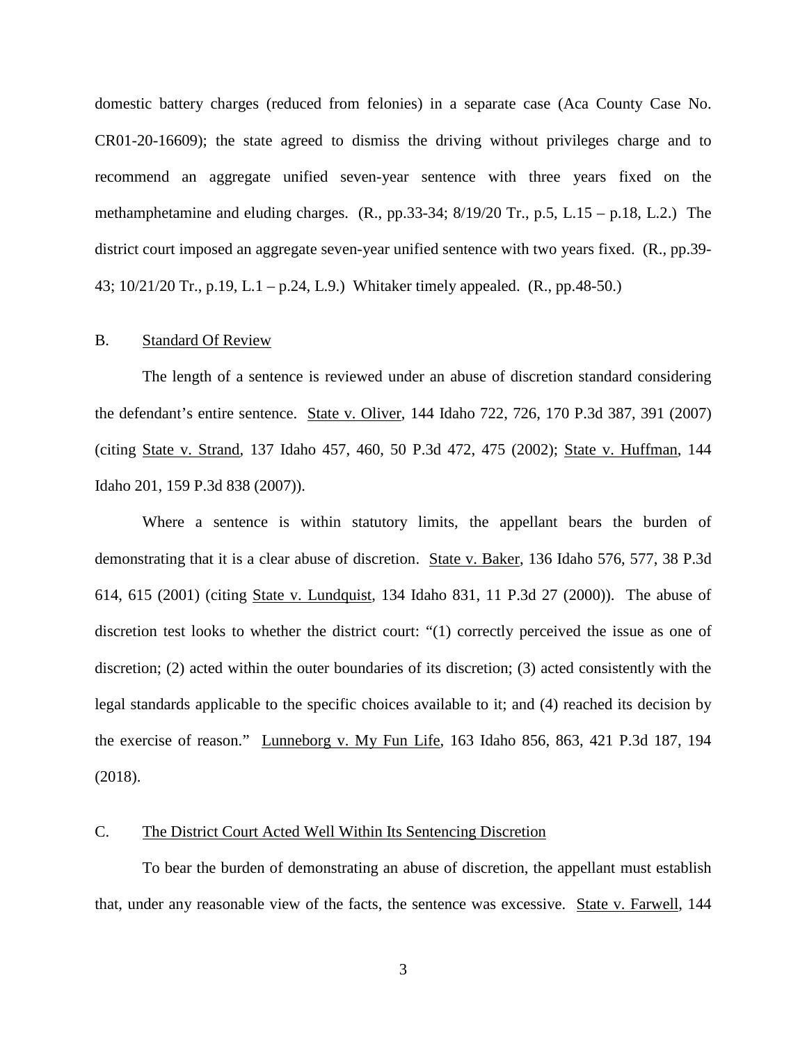domestic battery charges (reduced from felonies) in a separate case (Aca County Case No. CR01-20-16609); the state agreed to dismiss the driving without privileges charge and to recommend an aggregate unified seven-year sentence with three years fixed on the methamphetamine and eluding charges. (R., pp.33-34; 8/19/20 Tr., p.5, L.15 – p.18, L.2.) The district court imposed an aggregate seven-year unified sentence with two years fixed. (R., pp.39-43; 10/21/20 Tr., p.19, L.1 – p.24, L.9.) Whitaker timely appealed. (R., pp.48-50.)

### B. <u>Standard Of Review</u>

The length of a sentence is reviewed under an abuse of discretion standard considering the defendant's entire sentence. <u>State v. Oliver</u>, 144 Idaho 722, 726, 170 P.3d 387, 391 (2007) (citing <u>State v. Strand</u>, 137 Idaho 457, 460, 50 P.3d 472, 475 (2002); <u>State v. Huffman</u>, 144 Idaho 201, 159 P.3d 838 (2007)).

Where a sentence is within statutory limits, the appellant bears the burden of demonstrating that it is a clear abuse of discretion. <u>State v. Baker</u>, 136 Idaho 576, 577, 38 P.3d 614, 615 (2001) (citing <u>State v. Lundquist</u>, 134 Idaho 831, 11 P.3d 27 (2000)). The abuse of discretion test looks to whether the district court: "(1) correctly perceived the issue as one of discretion; (2) acted within the outer boundaries of its discretion; (3) acted consistently with the legal standards applicable to the specific choices available to it; and (4) reached its decision by the exercise of reason." <u>Lunneborg v. My Fun Life</u>, 163 Idaho 856, 863, 421 P.3d 187, 194 (2018).

### C. <u>The District Court Acted Well Within Its Sentencing Discretion</u>

To bear the burden of demonstrating an abuse of discretion, the appellant must establish that, under any reasonable view of the facts, the sentence was excessive. <u>State v. Farwell</u>, 144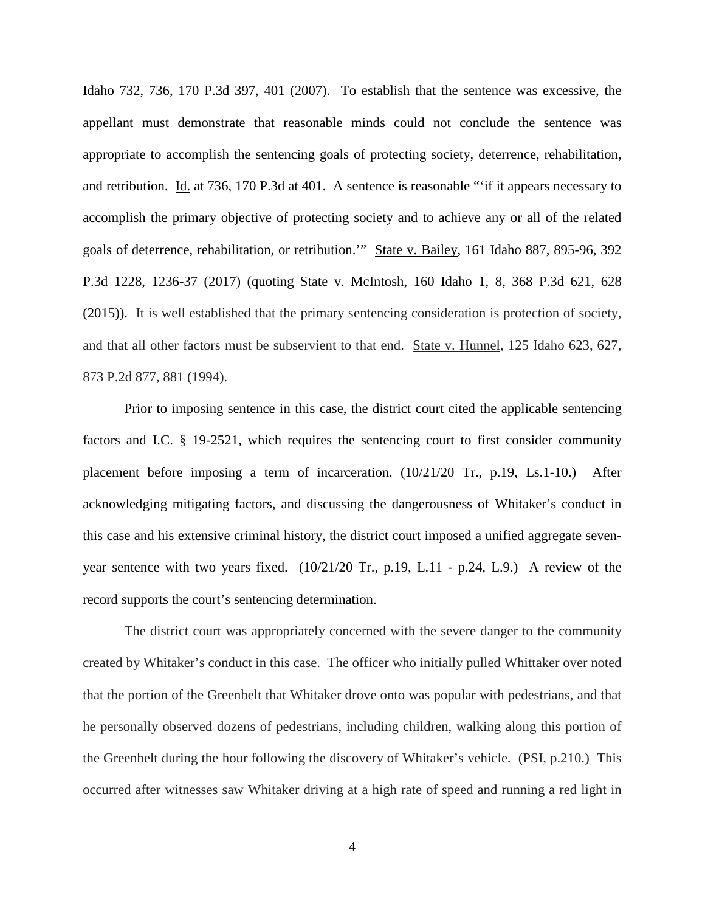Idaho 732, 736, 170 P.3d 397, 401 (2007). To establish that the sentence was excessive, the appellant must demonstrate that reasonable minds could not conclude the sentence was appropriate to accomplish the sentencing goals of protecting society, deterrence, rehabilitation, and retribution. Id. at 736, 170 P.3d at 401. A sentence is reasonable "'if it appears necessary to accomplish the primary objective of protecting society and to achieve any or all of the related goals of deterrence, rehabilitation, or retribution.'" State v. Bailey, 161 Idaho 887, 895-96, 392 P.3d 1228, 1236-37 (2017) (quoting State v. McIntosh, 160 Idaho 1, 8, 368 P.3d 621, 628 (2015)). It is well established that the primary sentencing consideration is protection of society, and that all other factors must be subservient to that end. State v. Hunnel, 125 Idaho 623, 627, 873 P.2d 877, 881 (1994).

Prior to imposing sentence in this case, the district court cited the applicable sentencing factors and I.C. § 19-2521, which requires the sentencing court to first consider community placement before imposing a term of incarceration. (10/21/20 Tr., p.19, Ls.1-10.) After acknowledging mitigating factors, and discussing the dangerousness of Whitaker's conduct in this case and his extensive criminal history, the district court imposed a unified aggregate seven-year sentence with two years fixed. (10/21/20 Tr., p.19, L.11 - p.24, L.9.) A review of the record supports the court's sentencing determination.

The district court was appropriately concerned with the severe danger to the community created by Whitaker's conduct in this case. The officer who initially pulled Whittaker over noted that the portion of the Greenbelt that Whitaker drove onto was popular with pedestrians, and that he personally observed dozens of pedestrians, including children, walking along this portion of the Greenbelt during the hour following the discovery of Whitaker's vehicle. (PSI, p.210.) This occurred after witnesses saw Whitaker driving at a high rate of speed and running a red light in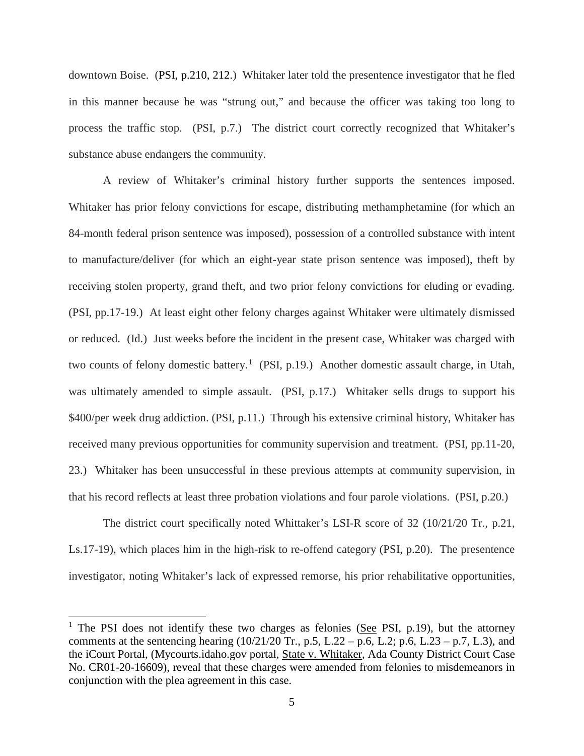downtown Boise. (PSI, p.210, 212.) Whitaker later told the presentence investigator that he fled in this manner because he was "strung out," and because the officer was taking too long to process the traffic stop. (PSI, p.7.) The district court correctly recognized that Whitaker's substance abuse endangers the community.

A review of Whitaker's criminal history further supports the sentences imposed. Whitaker has prior felony convictions for escape, distributing methamphetamine (for which an 84-month federal prison sentence was imposed), possession of a controlled substance with intent to manufacture/deliver (for which an eight-year state prison sentence was imposed), theft by receiving stolen property, grand theft, and two prior felony convictions for eluding or evading. (PSI, pp.17-19.) At least eight other felony charges against Whitaker were ultimately dismissed or reduced. (Id.) Just weeks before the incident in the present case, Whitaker was charged with two counts of felony domestic battery.[1] (PSI, p.19.) Another domestic assault charge, in Utah, was ultimately amended to simple assault. (PSI, p.17.) Whitaker sells drugs to support his $400/per week drug addiction. (PSI, p.11.) Through his extensive criminal history, Whitaker has received many previous opportunities for community supervision and treatment. (PSI, pp.11-20, 23.) Whitaker has been unsuccessful in these previous attempts at community supervision, in that his record reflects at least three probation violations and four parole violations. (PSI, p.20.)

The district court specifically noted Whittaker's LSI-R score of 32 (10/21/20 Tr., p.21, Ls.17-19), which places him in the high-risk to re-offend category (PSI, p.20). The presentence investigator, noting Whitaker's lack of expressed remorse, his prior rehabilitative opportunities,

---

[1] The PSI does not identify these two charges as felonies (See PSI, p.19), but the attorney comments at the sentencing hearing (10/21/20 Tr., p.5, L.22 – p.6, L.2; p.6, L.23 – p.7, L.3), and the iCourt Portal, (Mycourts.idaho.gov portal, State v. Whitaker, Ada County District Court Case No. CR01-20-16609), reveal that these charges were amended from felonies to misdemeanors in conjunction with the plea agreement in this case.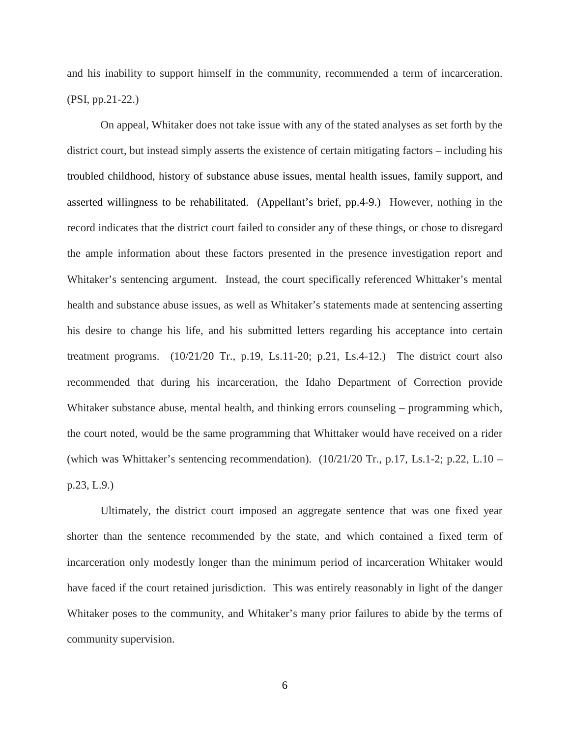and his inability to support himself in the community, recommended a term of incarceration. (PSI, pp.21-22.)

On appeal, Whitaker does not take issue with any of the stated analyses as set forth by the district court, but instead simply asserts the existence of certain mitigating factors – including his troubled childhood, history of substance abuse issues, mental health issues, family support, and asserted willingness to be rehabilitated. (Appellant's brief, pp.4-9.) However, nothing in the record indicates that the district court failed to consider any of these things, or chose to disregard the ample information about these factors presented in the presence investigation report and Whitaker's sentencing argument. Instead, the court specifically referenced Whittaker's mental health and substance abuse issues, as well as Whitaker's statements made at sentencing asserting his desire to change his life, and his submitted letters regarding his acceptance into certain treatment programs. (10/21/20 Tr., p.19, Ls.11-20; p.21, Ls.4-12.) The district court also recommended that during his incarceration, the Idaho Department of Correction provide Whitaker substance abuse, mental health, and thinking errors counseling – programming which, the court noted, would be the same programming that Whittaker would have received on a rider (which was Whittaker's sentencing recommendation). (10/21/20 Tr., p.17, Ls.1-2; p.22, L.10 – p.23, L.9.)

Ultimately, the district court imposed an aggregate sentence that was one fixed year shorter than the sentence recommended by the state, and which contained a fixed term of incarceration only modestly longer than the minimum period of incarceration Whitaker would have faced if the court retained jurisdiction. This was entirely reasonably in light of the danger Whitaker poses to the community, and Whitaker's many prior failures to abide by the terms of community supervision.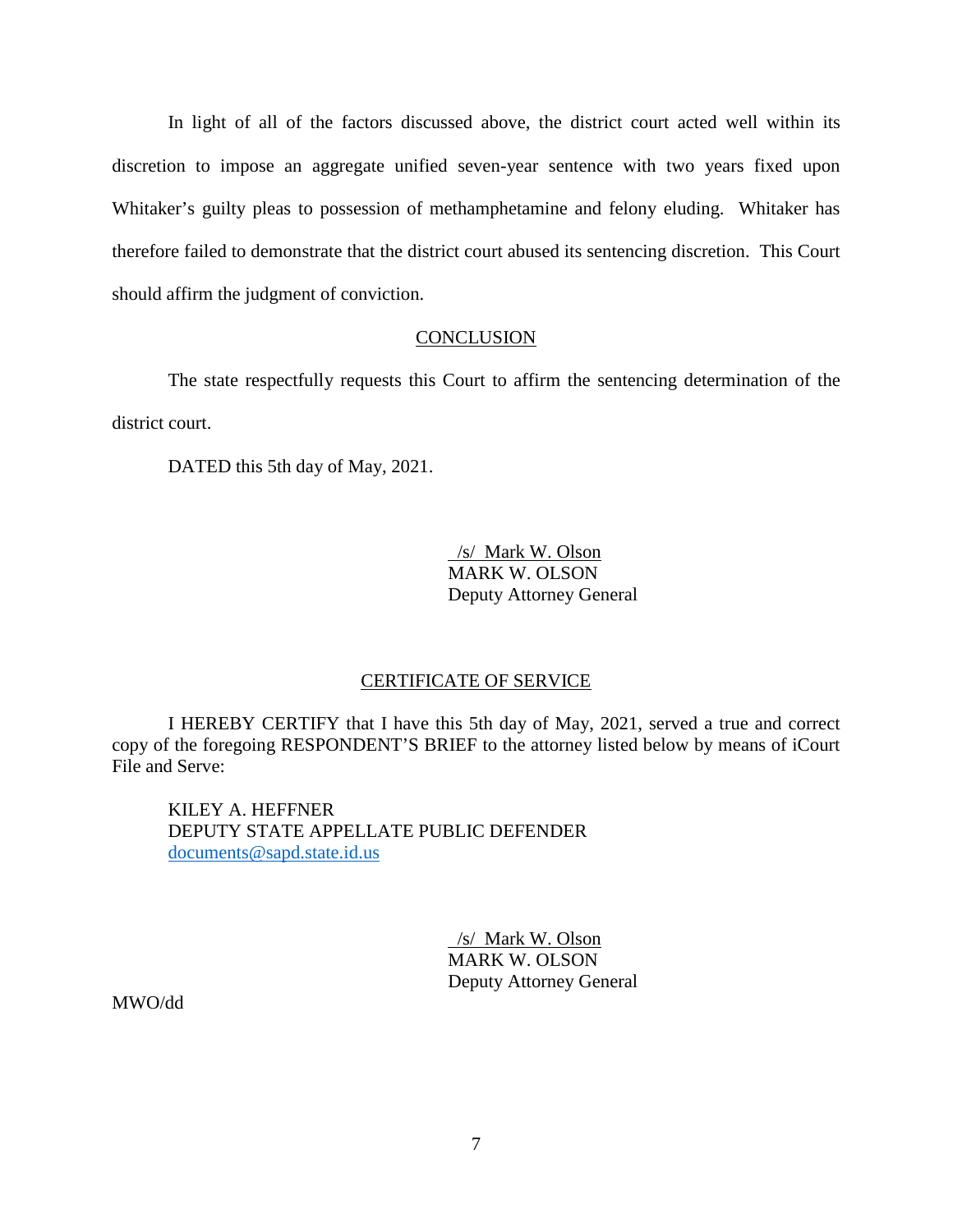In light of all of the factors discussed above, the district court acted well within its discretion to impose an aggregate unified seven-year sentence with two years fixed upon Whitaker's guilty pleas to possession of methamphetamine and felony eluding. Whitaker has therefore failed to demonstrate that the district court abused its sentencing discretion. This Court should affirm the judgment of conviction.

## CONCLUSION

The state respectfully requests this Court to affirm the sentencing determination of the district court.

DATED this 5th day of May, 2021.

/s/ Mark W. Olson
MARK W. OLSON
Deputy Attorney General

## CERTIFICATE OF SERVICE

I HEREBY CERTIFY that I have this 5th day of May, 2021, served a true and correct copy of the foregoing RESPONDENT'S BRIEF to the attorney listed below by means of iCourt File and Serve:

KILEY A. HEFFNER
DEPUTY STATE APPELLATE PUBLIC DEFENDER
documents@sapd.state.id.us

/s/ Mark W. Olson
MARK W. OLSON
Deputy Attorney General

MWO/dd